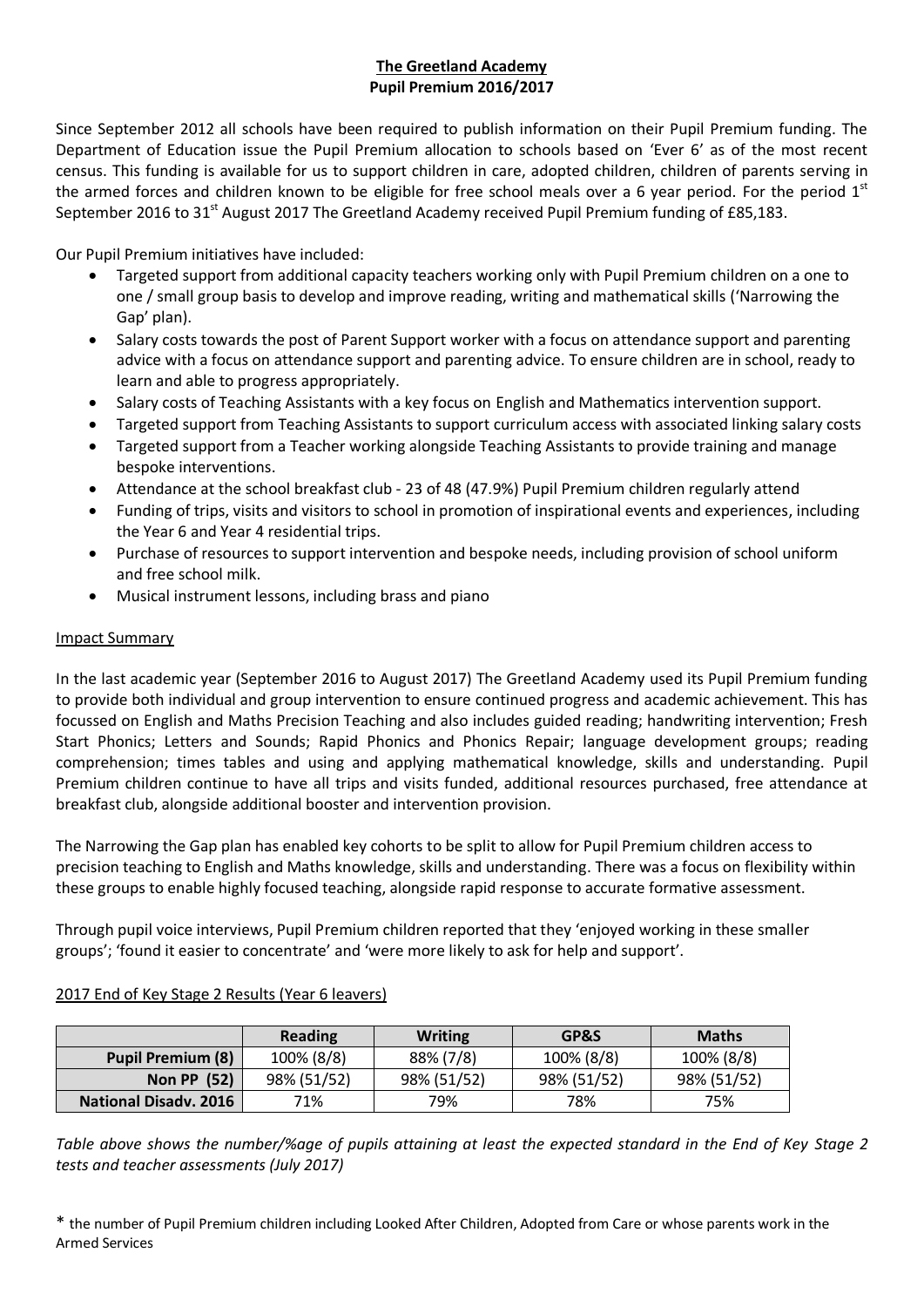# The Greetland Academy
## Pupil Premium 2016/2017

Since September 2012 all schools have been required to publish information on their Pupil Premium funding. The Department of Education issue the Pupil Premium allocation to schools based on 'Ever 6' as of the most recent census. This funding is available for us to support children in care, adopted children, children of parents serving in the armed forces and children known to be eligible for free school meals over a 6 year period. For the period 1st September 2016 to 31st August 2017 The Greetland Academy received Pupil Premium funding of £85,183.

Our Pupil Premium initiatives have included:

- Targeted support from additional capacity teachers working only with Pupil Premium children on a one to one / small group basis to develop and improve reading, writing and mathematical skills ('Narrowing the Gap' plan).
- Salary costs towards the post of Parent Support worker with a focus on attendance support and parenting advice with a focus on attendance support and parenting advice. To ensure children are in school, ready to learn and able to progress appropriately.
- Salary costs of Teaching Assistants with a key focus on English and Mathematics intervention support.
- Targeted support from Teaching Assistants to support curriculum access with associated linking salary costs
- Targeted support from a Teacher working alongside Teaching Assistants to provide training and manage bespoke interventions.
- Attendance at the school breakfast club - 23 of 48 (47.9%) Pupil Premium children regularly attend
- Funding of trips, visits and visitors to school in promotion of inspirational events and experiences, including the Year 6 and Year 4 residential trips.
- Purchase of resources to support intervention and bespoke needs, including provision of school uniform and free school milk.
- Musical instrument lessons, including brass and piano

### Impact Summary

In the last academic year (September 2016 to August 2017) The Greetland Academy used its Pupil Premium funding to provide both individual and group intervention to ensure continued progress and academic achievement. This has focussed on English and Maths Precision Teaching and also includes guided reading; handwriting intervention; Fresh Start Phonics; Letters and Sounds; Rapid Phonics and Phonics Repair; language development groups; reading comprehension; times tables and using and applying mathematical knowledge, skills and understanding. Pupil Premium children continue to have all trips and visits funded, additional resources purchased, free attendance at breakfast club, alongside additional booster and intervention provision.

The Narrowing the Gap plan has enabled key cohorts to be split to allow for Pupil Premium children access to precision teaching to English and Maths knowledge, skills and understanding. There was a focus on flexibility within these groups to enable highly focused teaching, alongside rapid response to accurate formative assessment.

Through pupil voice interviews, Pupil Premium children reported that they 'enjoyed working in these smaller groups'; 'found it easier to concentrate' and 'were more likely to ask for help and support'.

### 2017 End of Key Stage 2 Results (Year 6 leavers)

| | Reading | Writing | GP&S | Maths |
|---|---|---|---|---|
| **Pupil Premium (8)** | 100% (8/8) | 88% (7/8) | 100% (8/8) | 100% (8/8) |
| **Non PP (52)** | 98% (51/52) | 98% (51/52) | 98% (51/52) | 98% (51/52) |
| **National Disadv. 2016** | 71% | 79% | 78% | 75% |

*Table above shows the number/%age of pupils attaining at least the expected standard in the End of Key Stage 2 tests and teacher assessments (July 2017)*

* the number of Pupil Premium children including Looked After Children, Adopted from Care or whose parents work in the Armed Services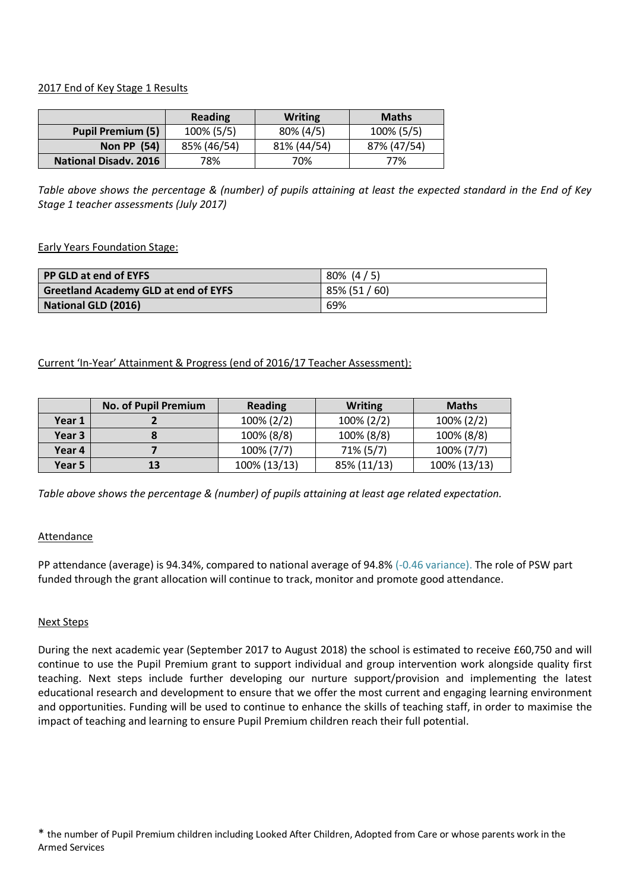2017 End of Key Stage 1 Results

| | Reading | Writing | Maths |
|---|---|---|---|
| **Pupil Premium (5)** | 100% (5/5) | 80% (4/5) | 100% (5/5) |
| **Non PP (54)** | 85% (46/54) | 81% (44/54) | 87% (47/54) |
| **National Disadv. 2016** | 78% | 70% | 77% |

*Table above shows the percentage & (number) of pupils attaining at least the expected standard in the End of Key Stage 1 teacher assessments (July 2017)*

Early Years Foundation Stage:

| | |
|---|---|
| **PP GLD at end of EYFS** | 80% (4 / 5) |
| **Greetland Academy GLD at end of EYFS** | 85% (51 / 60) |
| **National GLD (2016)** | 69% |

Current 'In-Year' Attainment & Progress (end of 2016/17 Teacher Assessment):

| | No. of Pupil Premium | Reading | Writing | Maths |
|---|---|---|---|---|
| **Year 1** | **2** | 100% (2/2) | 100% (2/2) | 100% (2/2) |
| **Year 3** | **8** | 100% (8/8) | 100% (8/8) | 100% (8/8) |
| **Year 4** | **7** | 100% (7/7) | 71% (5/7) | 100% (7/7) |
| **Year 5** | **13** | 100% (13/13) | 85% (11/13) | 100% (13/13) |

*Table above shows the percentage & (number) of pupils attaining at least age related expectation.*

Attendance

PP attendance (average) is 94.34%, compared to national average of 94.8% (-0.46 variance). The role of PSW part funded through the grant allocation will continue to track, monitor and promote good attendance.

Next Steps

During the next academic year (September 2017 to August 2018) the school is estimated to receive £60,750 and will continue to use the Pupil Premium grant to support individual and group intervention work alongside quality first teaching. Next steps include further developing our nurture support/provision and implementing the latest educational research and development to ensure that we offer the most current and engaging learning environment and opportunities. Funding will be used to continue to enhance the skills of teaching staff, in order to maximise the impact of teaching and learning to ensure Pupil Premium children reach their full potential.

\* the number of Pupil Premium children including Looked After Children, Adopted from Care or whose parents work in the Armed Services